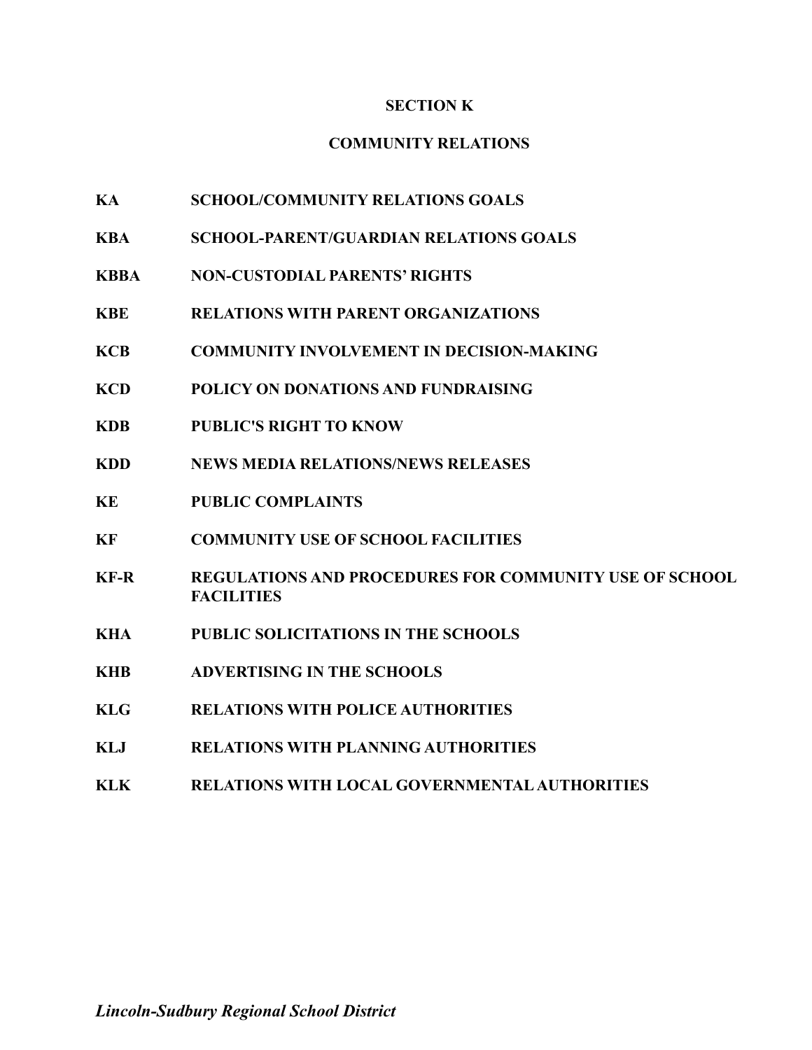# SECTION K

## COMMUNITY RELATIONS

| | |
|---|---|
| **KA** | **SCHOOL/COMMUNITY RELATIONS GOALS** |
| **KBA** | **SCHOOL-PARENT/GUARDIAN RELATIONS GOALS** |
| **KBBA** | **NON-CUSTODIAL PARENTS' RIGHTS** |
| **KBE** | **RELATIONS WITH PARENT ORGANIZATIONS** |
| **KCB** | **COMMUNITY INVOLVEMENT IN DECISION-MAKING** |
| **KCD** | **POLICY ON DONATIONS AND FUNDRAISING** |
| **KDB** | **PUBLIC'S RIGHT TO KNOW** |
| **KDD** | **NEWS MEDIA RELATIONS/NEWS RELEASES** |
| **KE** | **PUBLIC COMPLAINTS** |
| **KF** | **COMMUNITY USE OF SCHOOL FACILITIES** |
| **KF-R** | **REGULATIONS AND PROCEDURES FOR COMMUNITY USE OF SCHOOL FACILITIES** |
| **KHA** | **PUBLIC SOLICITATIONS IN THE SCHOOLS** |
| **KHB** | **ADVERTISING IN THE SCHOOLS** |
| **KLG** | **RELATIONS WITH POLICE AUTHORITIES** |
| **KLJ** | **RELATIONS WITH PLANNING AUTHORITIES** |
| **KLK** | **RELATIONS WITH LOCAL GOVERNMENTAL AUTHORITIES** |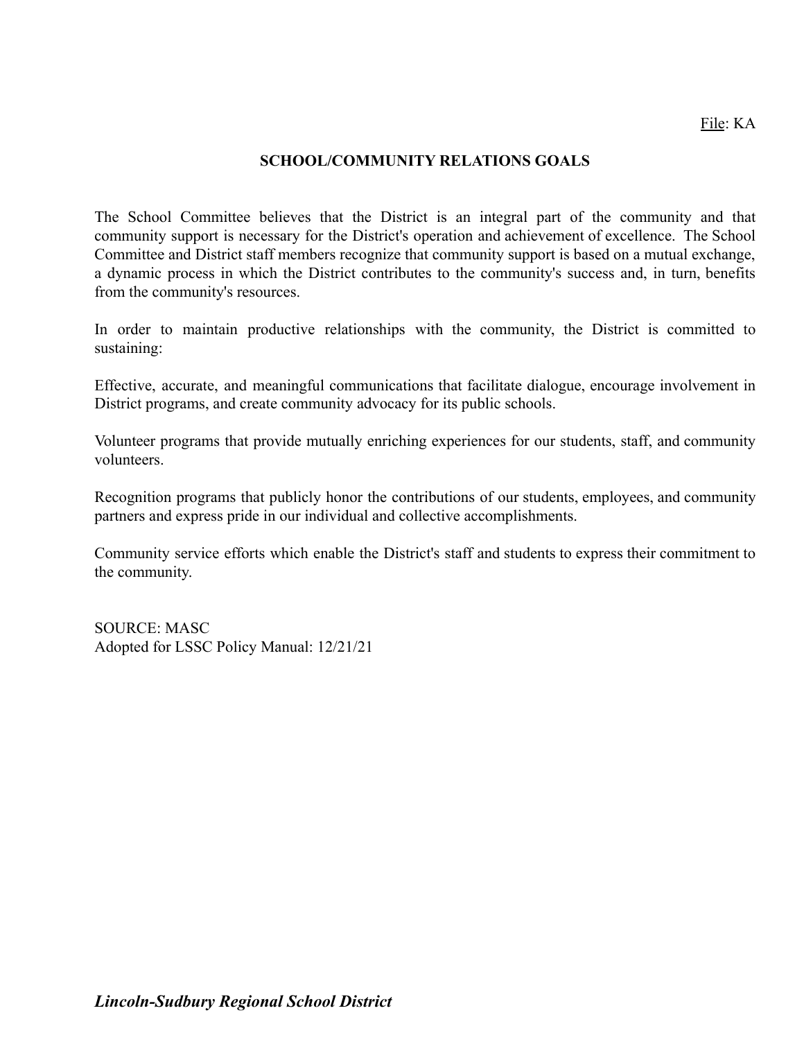File: KA

# SCHOOL/COMMUNITY RELATIONS GOALS

The School Committee believes that the District is an integral part of the community and that community support is necessary for the District's operation and achievement of excellence. The School Committee and District staff members recognize that community support is based on a mutual exchange, a dynamic process in which the District contributes to the community's success and, in turn, benefits from the community's resources.

In order to maintain productive relationships with the community, the District is committed to sustaining:

Effective, accurate, and meaningful communications that facilitate dialogue, encourage involvement in District programs, and create community advocacy for its public schools.

Volunteer programs that provide mutually enriching experiences for our students, staff, and community volunteers.

Recognition programs that publicly honor the contributions of our students, employees, and community partners and express pride in our individual and collective accomplishments.

Community service efforts which enable the District's staff and students to express their commitment to the community.

SOURCE: MASC
Adopted for LSSC Policy Manual: 12/21/21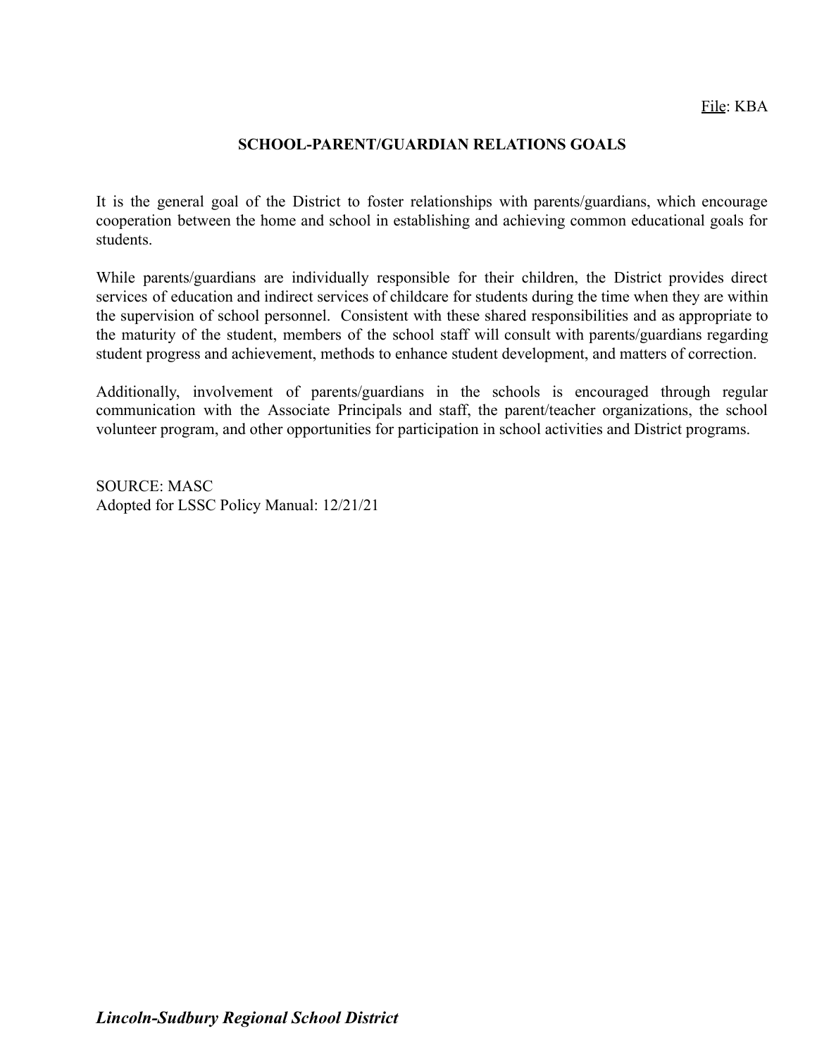File: KBA

## SCHOOL-PARENT/GUARDIAN RELATIONS GOALS

It is the general goal of the District to foster relationships with parents/guardians, which encourage cooperation between the home and school in establishing and achieving common educational goals for students.

While parents/guardians are individually responsible for their children, the District provides direct services of education and indirect services of childcare for students during the time when they are within the supervision of school personnel. Consistent with these shared responsibilities and as appropriate to the maturity of the student, members of the school staff will consult with parents/guardians regarding student progress and achievement, methods to enhance student development, and matters of correction.

Additionally, involvement of parents/guardians in the schools is encouraged through regular communication with the Associate Principals and staff, the parent/teacher organizations, the school volunteer program, and other opportunities for participation in school activities and District programs.

SOURCE: MASC
Adopted for LSSC Policy Manual: 12/21/21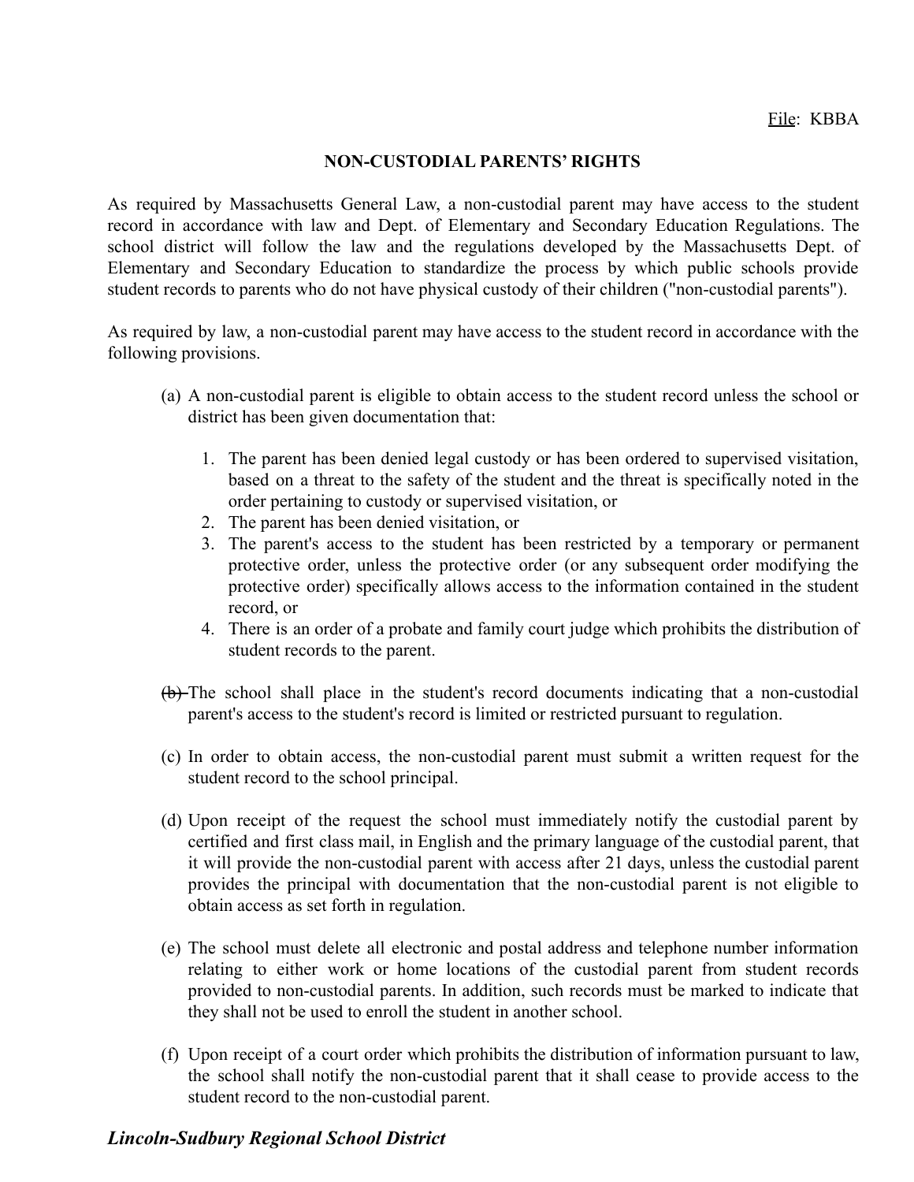File: KBBA

## NON-CUSTODIAL PARENTS' RIGHTS

As required by Massachusetts General Law, a non-custodial parent may have access to the student record in accordance with law and Dept. of Elementary and Secondary Education Regulations. The school district will follow the law and the regulations developed by the Massachusetts Dept. of Elementary and Secondary Education to standardize the process by which public schools provide student records to parents who do not have physical custody of their children ("non-custodial parents").

As required by law, a non-custodial parent may have access to the student record in accordance with the following provisions.

(a) A non-custodial parent is eligible to obtain access to the student record unless the school or district has been given documentation that:

1. The parent has been denied legal custody or has been ordered to supervised visitation, based on a threat to the safety of the student and the threat is specifically noted in the order pertaining to custody or supervised visitation, or
2. The parent has been denied visitation, or
3. The parent's access to the student has been restricted by a temporary or permanent protective order, unless the protective order (or any subsequent order modifying the protective order) specifically allows access to the information contained in the student record, or
4. There is an order of a probate and family court judge which prohibits the distribution of student records to the parent.

~~(b)~~ The school shall place in the student's record documents indicating that a non-custodial parent's access to the student's record is limited or restricted pursuant to regulation.

(c) In order to obtain access, the non-custodial parent must submit a written request for the student record to the school principal.

(d) Upon receipt of the request the school must immediately notify the custodial parent by certified and first class mail, in English and the primary language of the custodial parent, that it will provide the non-custodial parent with access after 21 days, unless the custodial parent provides the principal with documentation that the non-custodial parent is not eligible to obtain access as set forth in regulation.

(e) The school must delete all electronic and postal address and telephone number information relating to either work or home locations of the custodial parent from student records provided to non-custodial parents. In addition, such records must be marked to indicate that they shall not be used to enroll the student in another school.

(f) Upon receipt of a court order which prohibits the distribution of information pursuant to law, the school shall notify the non-custodial parent that it shall cease to provide access to the student record to the non-custodial parent.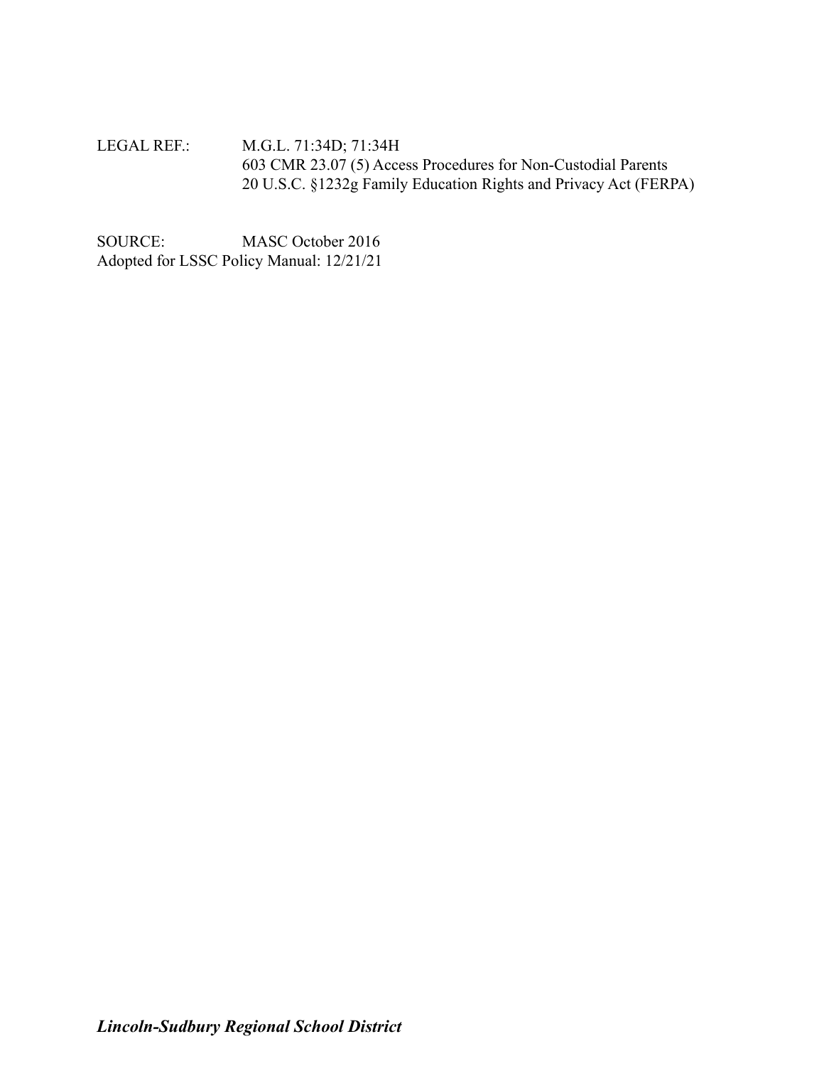LEGAL REF.: M.G.L. 71:34D; 71:34H
603 CMR 23.07 (5) Access Procedures for Non-Custodial Parents
20 U.S.C. §1232g Family Education Rights and Privacy Act (FERPA)

SOURCE: MASC October 2016
Adopted for LSSC Policy Manual: 12/21/21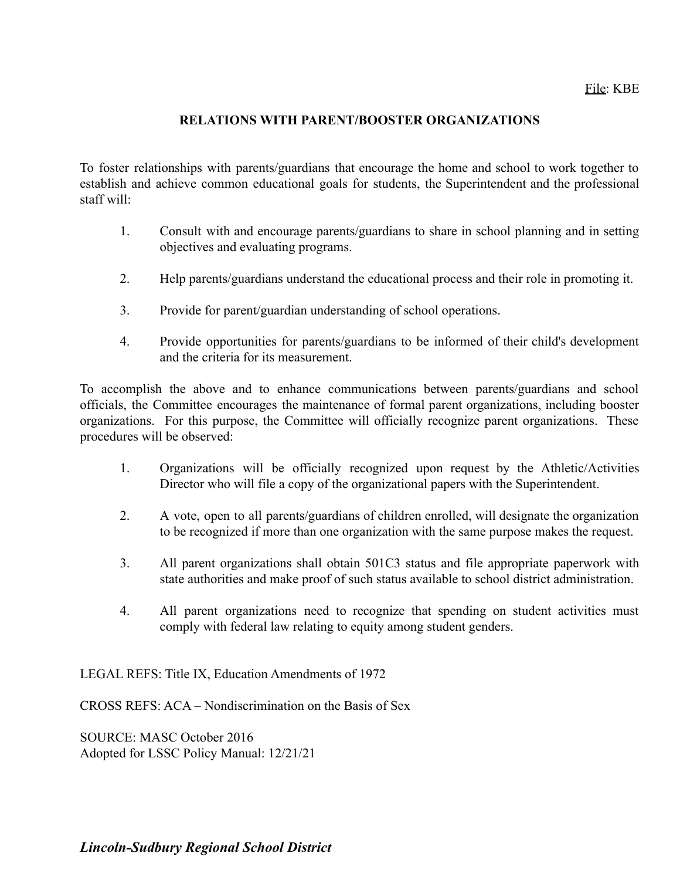File: KBE

## RELATIONS WITH PARENT/BOOSTER ORGANIZATIONS

To foster relationships with parents/guardians that encourage the home and school to work together to establish and achieve common educational goals for students, the Superintendent and the professional staff will:

1. Consult with and encourage parents/guardians to share in school planning and in setting objectives and evaluating programs.
2. Help parents/guardians understand the educational process and their role in promoting it.
3. Provide for parent/guardian understanding of school operations.
4. Provide opportunities for parents/guardians to be informed of their child's development and the criteria for its measurement.

To accomplish the above and to enhance communications between parents/guardians and school officials, the Committee encourages the maintenance of formal parent organizations, including booster organizations. For this purpose, the Committee will officially recognize parent organizations. These procedures will be observed:

1. Organizations will be officially recognized upon request by the Athletic/Activities Director who will file a copy of the organizational papers with the Superintendent.
2. A vote, open to all parents/guardians of children enrolled, will designate the organization to be recognized if more than one organization with the same purpose makes the request.
3. All parent organizations shall obtain 501C3 status and file appropriate paperwork with state authorities and make proof of such status available to school district administration.
4. All parent organizations need to recognize that spending on student activities must comply with federal law relating to equity among student genders.

LEGAL REFS: Title IX, Education Amendments of 1972

CROSS REFS: ACA – Nondiscrimination on the Basis of Sex

SOURCE: MASC October 2016
Adopted for LSSC Policy Manual: 12/21/21

***Lincoln-Sudbury Regional School District***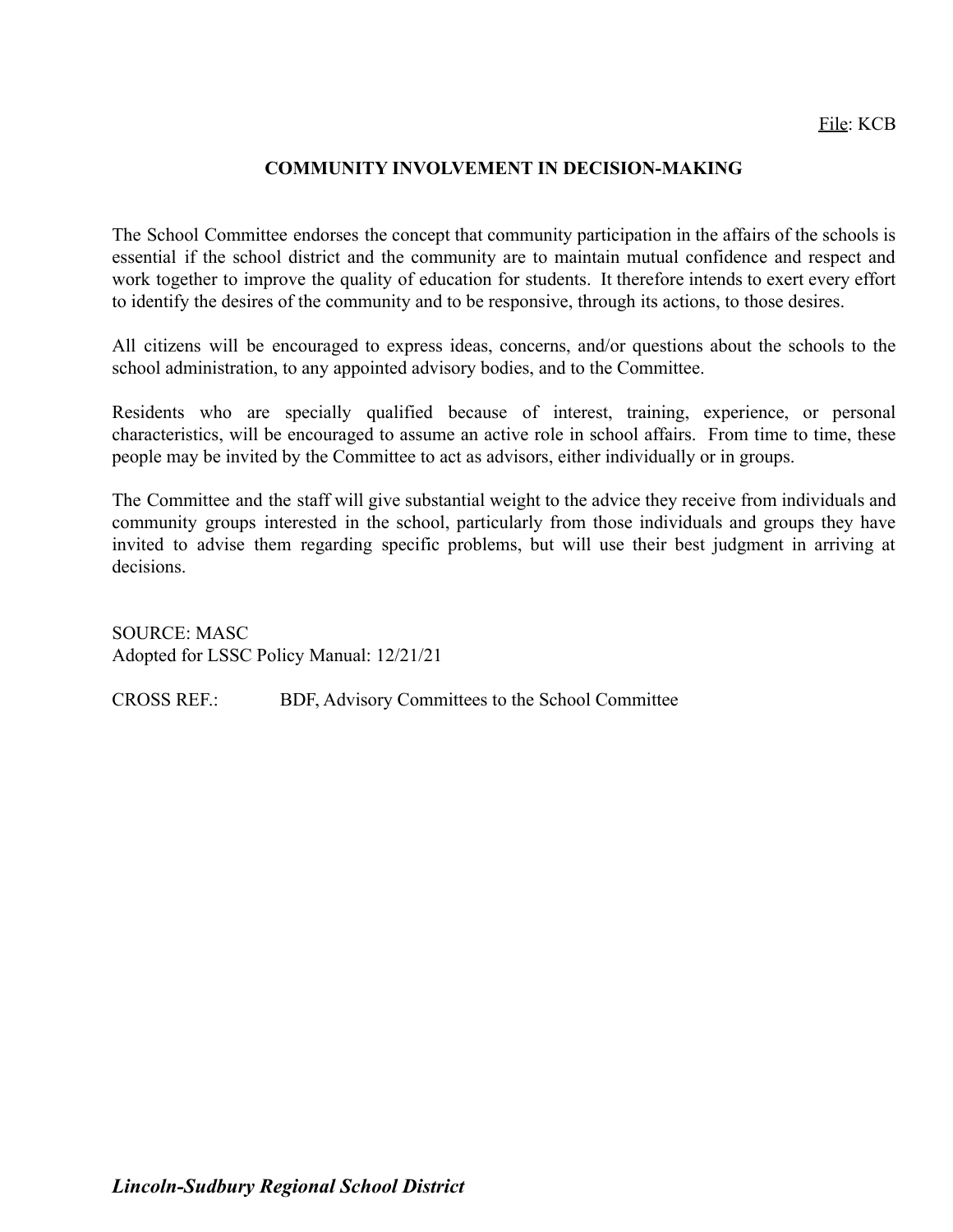File: KCB

# COMMUNITY INVOLVEMENT IN DECISION-MAKING

The School Committee endorses the concept that community participation in the affairs of the schools is essential if the school district and the community are to maintain mutual confidence and respect and work together to improve the quality of education for students. It therefore intends to exert every effort to identify the desires of the community and to be responsive, through its actions, to those desires.

All citizens will be encouraged to express ideas, concerns, and/or questions about the schools to the school administration, to any appointed advisory bodies, and to the Committee.

Residents who are specially qualified because of interest, training, experience, or personal characteristics, will be encouraged to assume an active role in school affairs. From time to time, these people may be invited by the Committee to act as advisors, either individually or in groups.

The Committee and the staff will give substantial weight to the advice they receive from individuals and community groups interested in the school, particularly from those individuals and groups they have invited to advise them regarding specific problems, but will use their best judgment in arriving at decisions.

SOURCE: MASC
Adopted for LSSC Policy Manual: 12/21/21

CROSS REF.: BDF, Advisory Committees to the School Committee

***Lincoln-Sudbury Regional School District***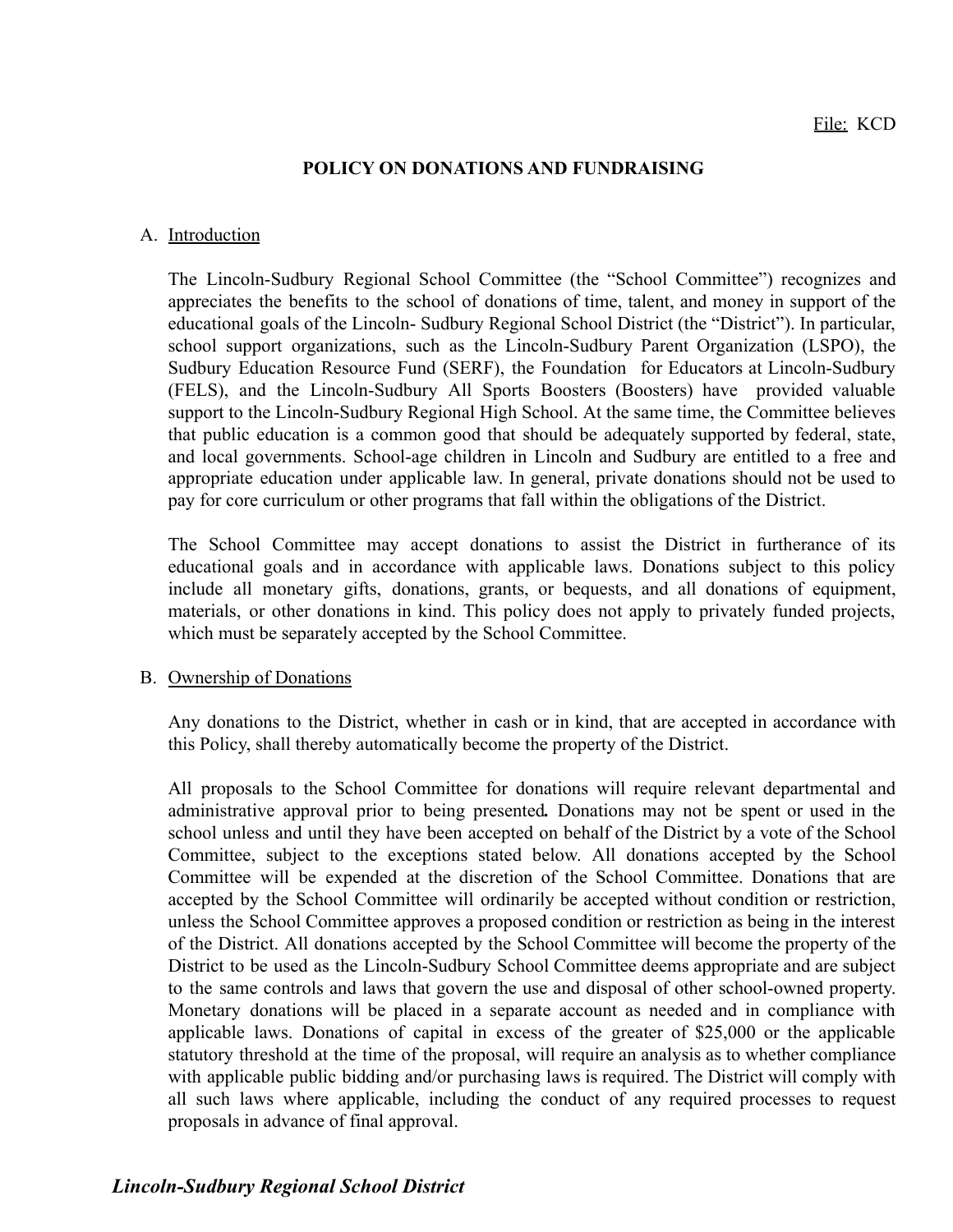File: KCD

## POLICY ON DONATIONS AND FUNDRAISING

A. Introduction

The Lincoln-Sudbury Regional School Committee (the "School Committee") recognizes and appreciates the benefits to the school of donations of time, talent, and money in support of the educational goals of the Lincoln- Sudbury Regional School District (the "District"). In particular, school support organizations, such as the Lincoln-Sudbury Parent Organization (LSPO), the Sudbury Education Resource Fund (SERF), the Foundation for Educators at Lincoln-Sudbury (FELS), and the Lincoln-Sudbury All Sports Boosters (Boosters) have provided valuable support to the Lincoln-Sudbury Regional High School. At the same time, the Committee believes that public education is a common good that should be adequately supported by federal, state, and local governments. School-age children in Lincoln and Sudbury are entitled to a free and appropriate education under applicable law. In general, private donations should not be used to pay for core curriculum or other programs that fall within the obligations of the District.

The School Committee may accept donations to assist the District in furtherance of its educational goals and in accordance with applicable laws. Donations subject to this policy include all monetary gifts, donations, grants, or bequests, and all donations of equipment, materials, or other donations in kind. This policy does not apply to privately funded projects, which must be separately accepted by the School Committee.

B. Ownership of Donations

Any donations to the District, whether in cash or in kind, that are accepted in accordance with this Policy, shall thereby automatically become the property of the District.

All proposals to the School Committee for donations will require relevant departmental and administrative approval prior to being presented**.** Donations may not be spent or used in the school unless and until they have been accepted on behalf of the District by a vote of the School Committee, subject to the exceptions stated below. All donations accepted by the School Committee will be expended at the discretion of the School Committee. Donations that are accepted by the School Committee will ordinarily be accepted without condition or restriction, unless the School Committee approves a proposed condition or restriction as being in the interest of the District. All donations accepted by the School Committee will become the property of the District to be used as the Lincoln-Sudbury School Committee deems appropriate and are subject to the same controls and laws that govern the use and disposal of other school-owned property. Monetary donations will be placed in a separate account as needed and in compliance with applicable laws. Donations of capital in excess of the greater of $25,000 or the applicable statutory threshold at the time of the proposal, will require an analysis as to whether compliance with applicable public bidding and/or purchasing laws is required. The District will comply with all such laws where applicable, including the conduct of any required processes to request proposals in advance of final approval.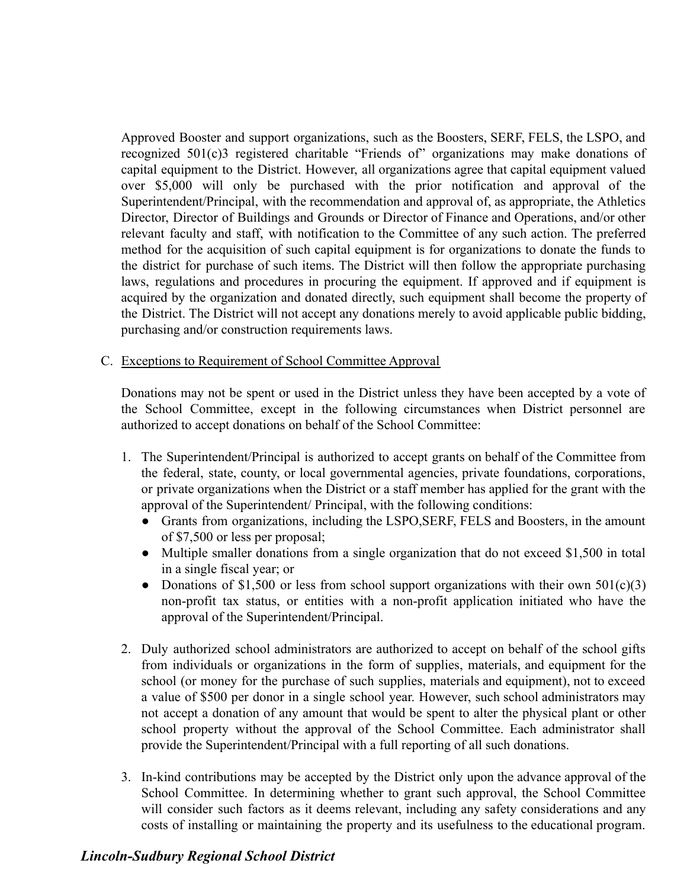Approved Booster and support organizations, such as the Boosters, SERF, FELS, the LSPO, and recognized 501(c)3 registered charitable "Friends of" organizations may make donations of capital equipment to the District. However, all organizations agree that capital equipment valued over $5,000 will only be purchased with the prior notification and approval of the Superintendent/Principal, with the recommendation and approval of, as appropriate, the Athletics Director, Director of Buildings and Grounds or Director of Finance and Operations, and/or other relevant faculty and staff, with notification to the Committee of any such action. The preferred method for the acquisition of such capital equipment is for organizations to donate the funds to the district for purchase of such items. The District will then follow the appropriate purchasing laws, regulations and procedures in procuring the equipment. If approved and if equipment is acquired by the organization and donated directly, such equipment shall become the property of the District. The District will not accept any donations merely to avoid applicable public bidding, purchasing and/or construction requirements laws.

C. Exceptions to Requirement of School Committee Approval

Donations may not be spent or used in the District unless they have been accepted by a vote of the School Committee, except in the following circumstances when District personnel are authorized to accept donations on behalf of the School Committee:

1. The Superintendent/Principal is authorized to accept grants on behalf of the Committee from the federal, state, county, or local governmental agencies, private foundations, corporations, or private organizations when the District or a staff member has applied for the grant with the approval of the Superintendent/ Principal, with the following conditions:
   - Grants from organizations, including the LSPO,SERF, FELS and Boosters, in the amount of $7,500 or less per proposal;
   - Multiple smaller donations from a single organization that do not exceed $1,500 in total in a single fiscal year; or
   - Donations of $1,500 or less from school support organizations with their own 501(c)(3) non-profit tax status, or entities with a non-profit application initiated who have the approval of the Superintendent/Principal.

2. Duly authorized school administrators are authorized to accept on behalf of the school gifts from individuals or organizations in the form of supplies, materials, and equipment for the school (or money for the purchase of such supplies, materials and equipment), not to exceed a value of $500 per donor in a single school year. However, such school administrators may not accept a donation of any amount that would be spent to alter the physical plant or other school property without the approval of the School Committee. Each administrator shall provide the Superintendent/Principal with a full reporting of all such donations.

3. In-kind contributions may be accepted by the District only upon the advance approval of the School Committee. In determining whether to grant such approval, the School Committee will consider such factors as it deems relevant, including any safety considerations and any costs of installing or maintaining the property and its usefulness to the educational program.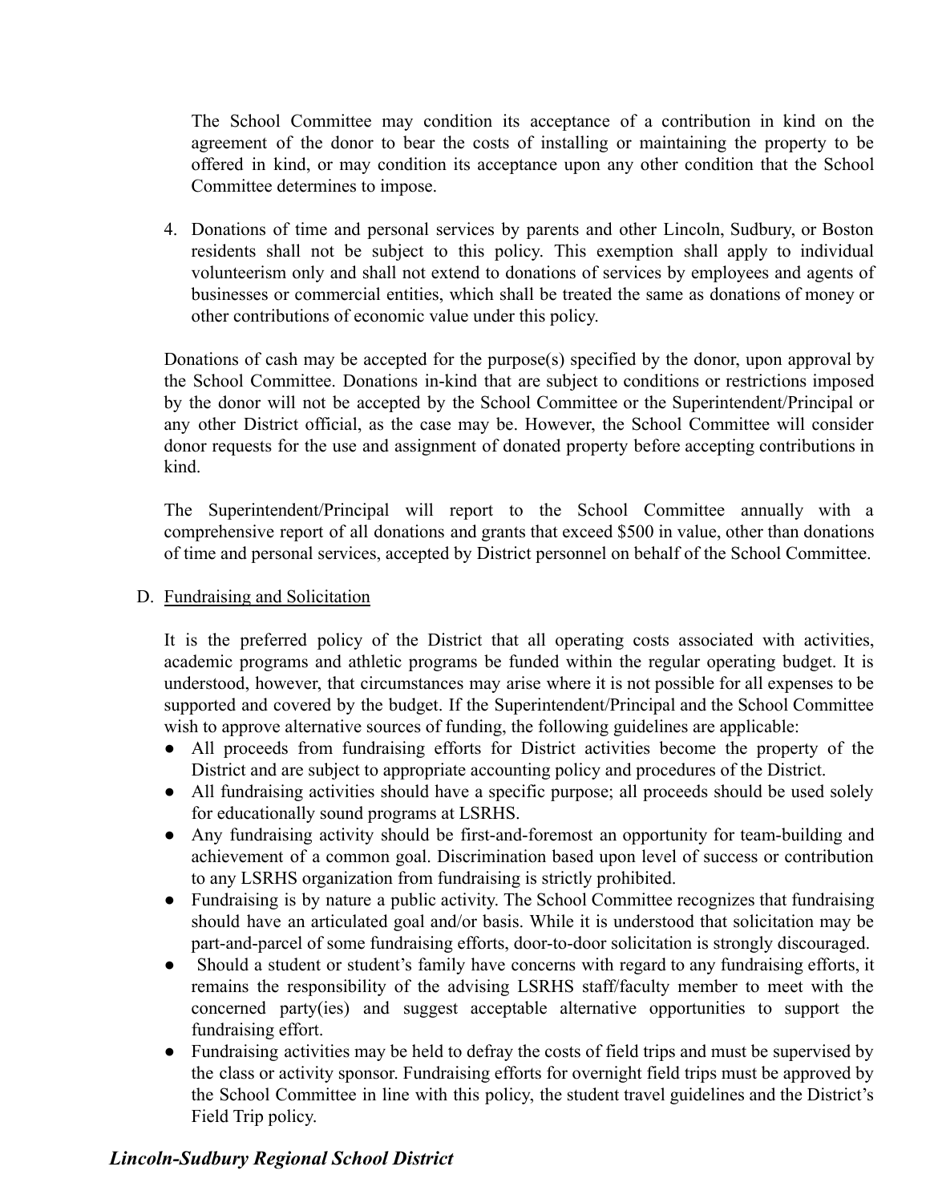The School Committee may condition its acceptance of a contribution in kind on the agreement of the donor to bear the costs of installing or maintaining the property to be offered in kind, or may condition its acceptance upon any other condition that the School Committee determines to impose.

4. Donations of time and personal services by parents and other Lincoln, Sudbury, or Boston residents shall not be subject to this policy. This exemption shall apply to individual volunteerism only and shall not extend to donations of services by employees and agents of businesses or commercial entities, which shall be treated the same as donations of money or other contributions of economic value under this policy.

Donations of cash may be accepted for the purpose(s) specified by the donor, upon approval by the School Committee. Donations in-kind that are subject to conditions or restrictions imposed by the donor will not be accepted by the School Committee or the Superintendent/Principal or any other District official, as the case may be. However, the School Committee will consider donor requests for the use and assignment of donated property before accepting contributions in kind.

The Superintendent/Principal will report to the School Committee annually with a comprehensive report of all donations and grants that exceed $500 in value, other than donations of time and personal services, accepted by District personnel on behalf of the School Committee.

D. Fundraising and Solicitation

It is the preferred policy of the District that all operating costs associated with activities, academic programs and athletic programs be funded within the regular operating budget. It is understood, however, that circumstances may arise where it is not possible for all expenses to be supported and covered by the budget. If the Superintendent/Principal and the School Committee wish to approve alternative sources of funding, the following guidelines are applicable:

- All proceeds from fundraising efforts for District activities become the property of the District and are subject to appropriate accounting policy and procedures of the District.
- All fundraising activities should have a specific purpose; all proceeds should be used solely for educationally sound programs at LSRHS.
- Any fundraising activity should be first-and-foremost an opportunity for team-building and achievement of a common goal. Discrimination based upon level of success or contribution to any LSRHS organization from fundraising is strictly prohibited.
- Fundraising is by nature a public activity. The School Committee recognizes that fundraising should have an articulated goal and/or basis. While it is understood that solicitation may be part-and-parcel of some fundraising efforts, door-to-door solicitation is strongly discouraged.
- Should a student or student's family have concerns with regard to any fundraising efforts, it remains the responsibility of the advising LSRHS staff/faculty member to meet with the concerned party(ies) and suggest acceptable alternative opportunities to support the fundraising effort.
- Fundraising activities may be held to defray the costs of field trips and must be supervised by the class or activity sponsor. Fundraising efforts for overnight field trips must be approved by the School Committee in line with this policy, the student travel guidelines and the District's Field Trip policy.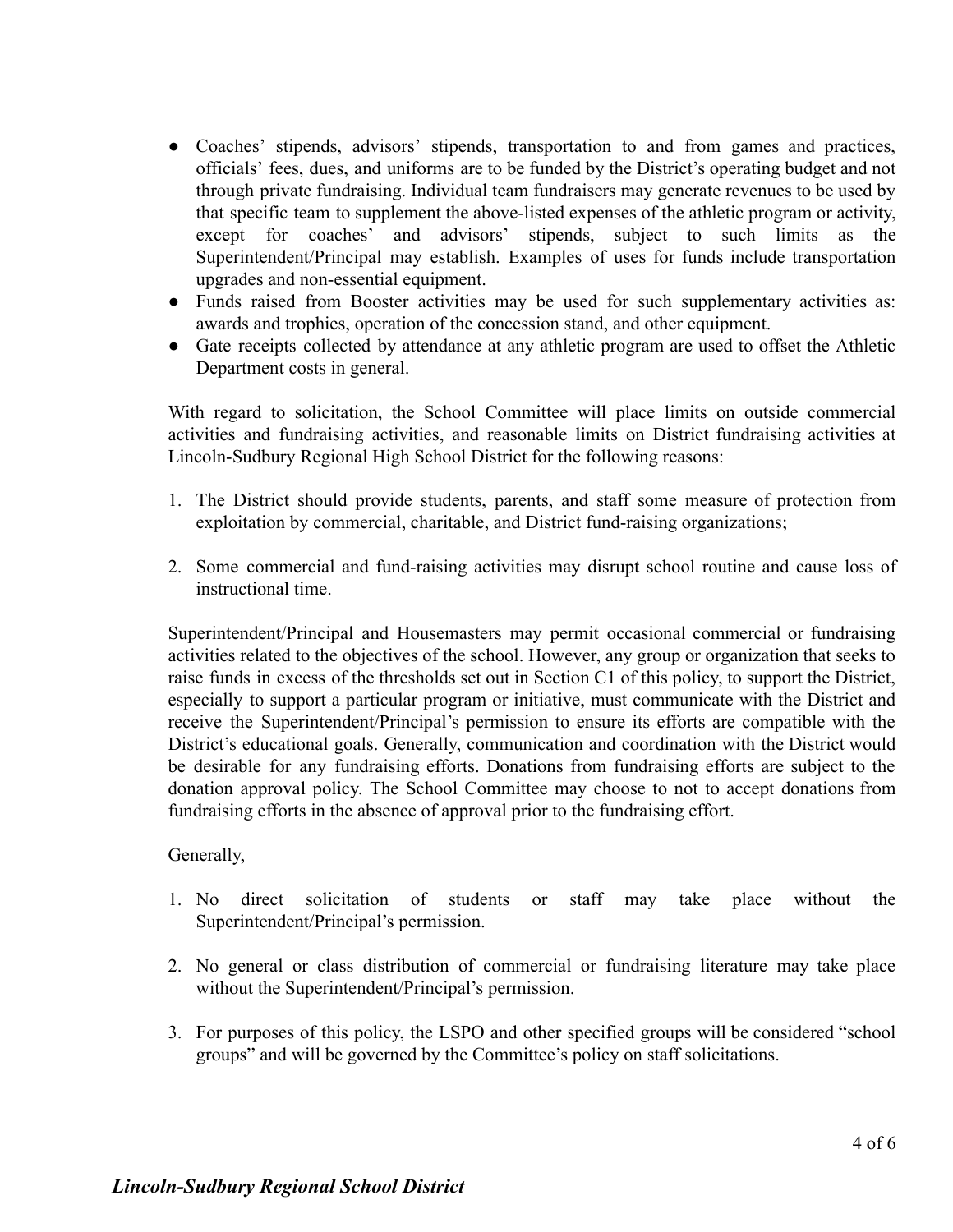- Coaches' stipends, advisors' stipends, transportation to and from games and practices, officials' fees, dues, and uniforms are to be funded by the District's operating budget and not through private fundraising. Individual team fundraisers may generate revenues to be used by that specific team to supplement the above-listed expenses of the athletic program or activity, except for coaches' and advisors' stipends, subject to such limits as the Superintendent/Principal may establish. Examples of uses for funds include transportation upgrades and non-essential equipment.
- Funds raised from Booster activities may be used for such supplementary activities as: awards and trophies, operation of the concession stand, and other equipment.
- Gate receipts collected by attendance at any athletic program are used to offset the Athletic Department costs in general.

With regard to solicitation, the School Committee will place limits on outside commercial activities and fundraising activities, and reasonable limits on District fundraising activities at Lincoln-Sudbury Regional High School District for the following reasons:

1. The District should provide students, parents, and staff some measure of protection from exploitation by commercial, charitable, and District fund-raising organizations;

2. Some commercial and fund-raising activities may disrupt school routine and cause loss of instructional time.

Superintendent/Principal and Housemasters may permit occasional commercial or fundraising activities related to the objectives of the school. However, any group or organization that seeks to raise funds in excess of the thresholds set out in Section C1 of this policy, to support the District, especially to support a particular program or initiative, must communicate with the District and receive the Superintendent/Principal's permission to ensure its efforts are compatible with the District's educational goals. Generally, communication and coordination with the District would be desirable for any fundraising efforts. Donations from fundraising efforts are subject to the donation approval policy. The School Committee may choose to not to accept donations from fundraising efforts in the absence of approval prior to the fundraising effort.

Generally,

1. No direct solicitation of students or staff may take place without the Superintendent/Principal's permission.

2. No general or class distribution of commercial or fundraising literature may take place without the Superintendent/Principal's permission.

3. For purposes of this policy, the LSPO and other specified groups will be considered "school groups" and will be governed by the Committee's policy on staff solicitations.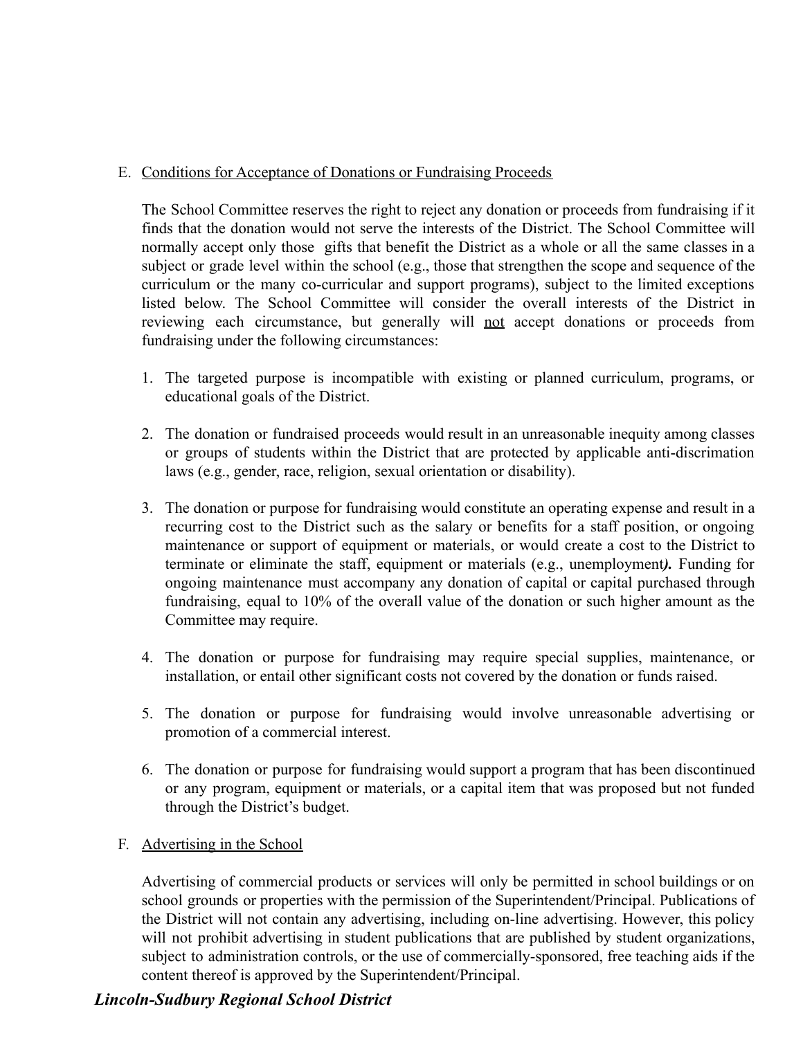E. <u>Conditions for Acceptance of Donations or Fundraising Proceeds</u>

The School Committee reserves the right to reject any donation or proceeds from fundraising if it finds that the donation would not serve the interests of the District. The School Committee will normally accept only those gifts that benefit the District as a whole or all the same classes in a subject or grade level within the school (e.g., those that strengthen the scope and sequence of the curriculum or the many co-curricular and support programs), subject to the limited exceptions listed below. The School Committee will consider the overall interests of the District in reviewing each circumstance, but generally will <u>not</u> accept donations or proceeds from fundraising under the following circumstances:

1. The targeted purpose is incompatible with existing or planned curriculum, programs, or educational goals of the District.

2. The donation or fundraised proceeds would result in an unreasonable inequity among classes or groups of students within the District that are protected by applicable anti-discrimation laws (e.g., gender, race, religion, sexual orientation or disability).

3. The donation or purpose for fundraising would constitute an operating expense and result in a recurring cost to the District such as the salary or benefits for a staff position, or ongoing maintenance or support of equipment or materials, or would create a cost to the District to terminate or eliminate the staff, equipment or materials (e.g., unemployment***).*** Funding for ongoing maintenance must accompany any donation of capital or capital purchased through fundraising, equal to 10% of the overall value of the donation or such higher amount as the Committee may require.

4. The donation or purpose for fundraising may require special supplies, maintenance, or installation, or entail other significant costs not covered by the donation or funds raised.

5. The donation or purpose for fundraising would involve unreasonable advertising or promotion of a commercial interest.

6. The donation or purpose for fundraising would support a program that has been discontinued or any program, equipment or materials, or a capital item that was proposed but not funded through the District's budget.

F. <u>Advertising in the School</u>

Advertising of commercial products or services will only be permitted in school buildings or on school grounds or properties with the permission of the Superintendent/Principal. Publications of the District will not contain any advertising, including on-line advertising. However, this policy will not prohibit advertising in student publications that are published by student organizations, subject to administration controls, or the use of commercially-sponsored, free teaching aids if the content thereof is approved by the Superintendent/Principal.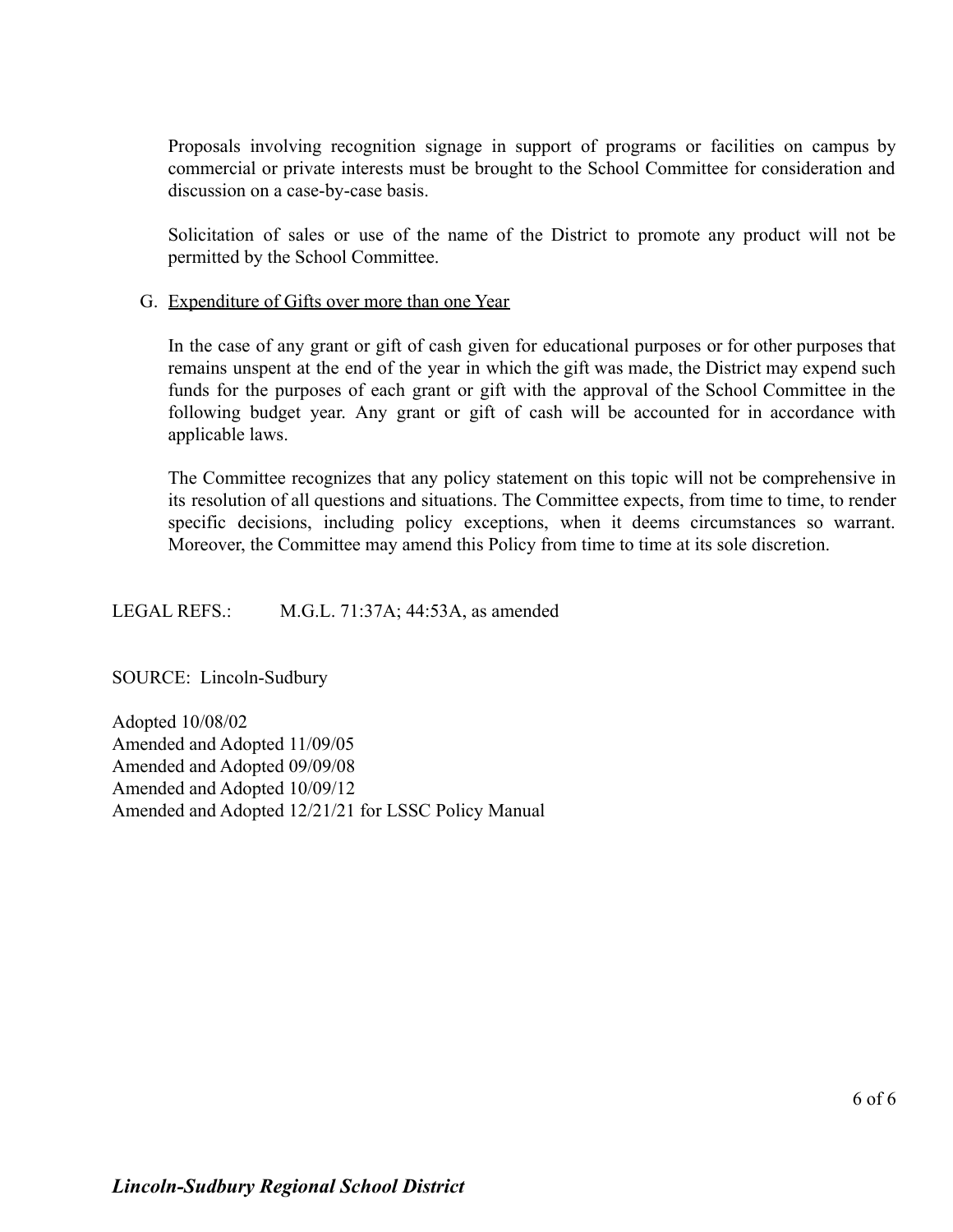Proposals involving recognition signage in support of programs or facilities on campus by commercial or private interests must be brought to the School Committee for consideration and discussion on a case-by-case basis.

Solicitation of sales or use of the name of the District to promote any product will not be permitted by the School Committee.

G. Expenditure of Gifts over more than one Year

In the case of any grant or gift of cash given for educational purposes or for other purposes that remains unspent at the end of the year in which the gift was made, the District may expend such funds for the purposes of each grant or gift with the approval of the School Committee in the following budget year. Any grant or gift of cash will be accounted for in accordance with applicable laws.

The Committee recognizes that any policy statement on this topic will not be comprehensive in its resolution of all questions and situations. The Committee expects, from time to time, to render specific decisions, including policy exceptions, when it deems circumstances so warrant. Moreover, the Committee may amend this Policy from time to time at its sole discretion.

LEGAL REFS.: M.G.L. 71:37A; 44:53A, as amended

SOURCE: Lincoln-Sudbury

Adopted 10/08/02
Amended and Adopted 11/09/05
Amended and Adopted 09/09/08
Amended and Adopted 10/09/12
Amended and Adopted 12/21/21 for LSSC Policy Manual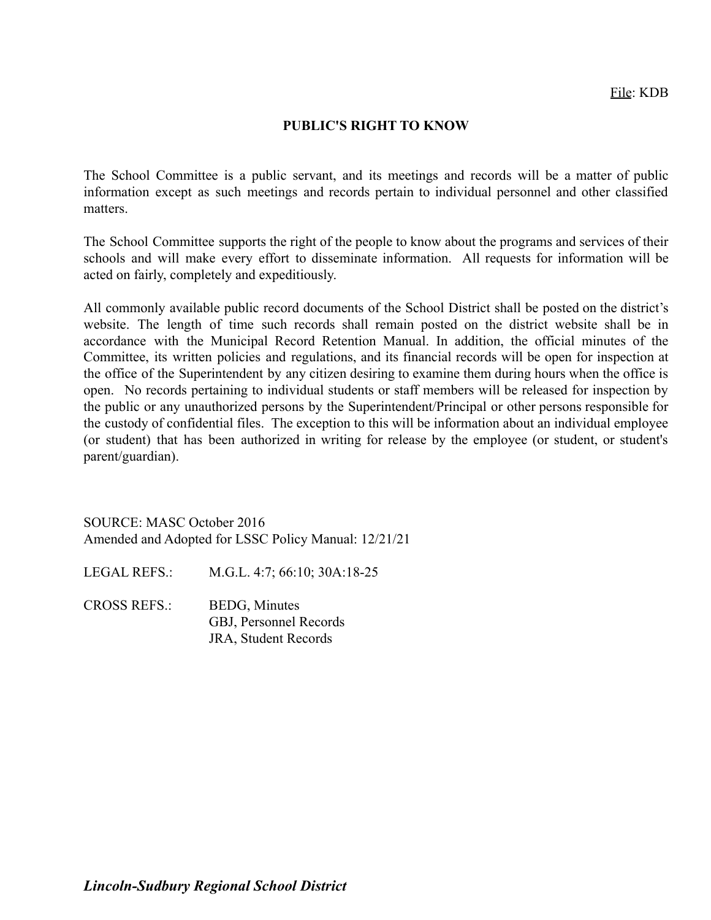File: KDB

# PUBLIC'S RIGHT TO KNOW

The School Committee is a public servant, and its meetings and records will be a matter of public information except as such meetings and records pertain to individual personnel and other classified matters.

The School Committee supports the right of the people to know about the programs and services of their schools and will make every effort to disseminate information. All requests for information will be acted on fairly, completely and expeditiously.

All commonly available public record documents of the School District shall be posted on the district's website. The length of time such records shall remain posted on the district website shall be in accordance with the Municipal Record Retention Manual. In addition, the official minutes of the Committee, its written policies and regulations, and its financial records will be open for inspection at the office of the Superintendent by any citizen desiring to examine them during hours when the office is open. No records pertaining to individual students or staff members will be released for inspection by the public or any unauthorized persons by the Superintendent/Principal or other persons responsible for the custody of confidential files. The exception to this will be information about an individual employee (or student) that has been authorized in writing for release by the employee (or student, or student's parent/guardian).

SOURCE: MASC October 2016
Amended and Adopted for LSSC Policy Manual: 12/21/21

LEGAL REFS.: M.G.L. 4:7; 66:10; 30A:18-25

CROSS REFS.: BEDG, Minutes
GBJ, Personnel Records
JRA, Student Records

***Lincoln-Sudbury Regional School District***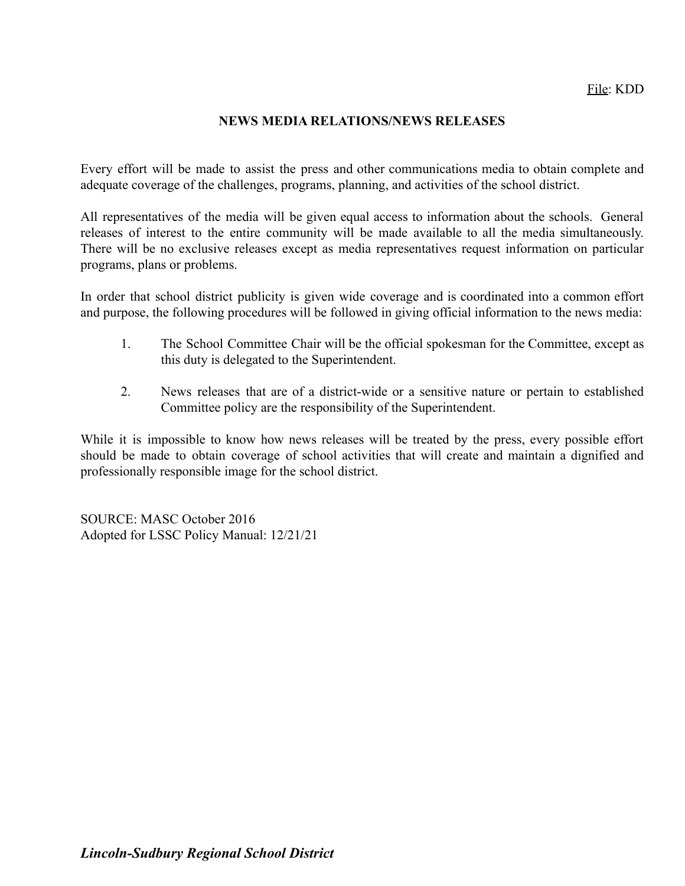File: KDD

## NEWS MEDIA RELATIONS/NEWS RELEASES

Every effort will be made to assist the press and other communications media to obtain complete and adequate coverage of the challenges, programs, planning, and activities of the school district.

All representatives of the media will be given equal access to information about the schools. General releases of interest to the entire community will be made available to all the media simultaneously. There will be no exclusive releases except as media representatives request information on particular programs, plans or problems.

In order that school district publicity is given wide coverage and is coordinated into a common effort and purpose, the following procedures will be followed in giving official information to the news media:

1. The School Committee Chair will be the official spokesman for the Committee, except as this duty is delegated to the Superintendent.
2. News releases that are of a district-wide or a sensitive nature or pertain to established Committee policy are the responsibility of the Superintendent.

While it is impossible to know how news releases will be treated by the press, every possible effort should be made to obtain coverage of school activities that will create and maintain a dignified and professionally responsible image for the school district.

SOURCE: MASC October 2016
Adopted for LSSC Policy Manual: 12/21/21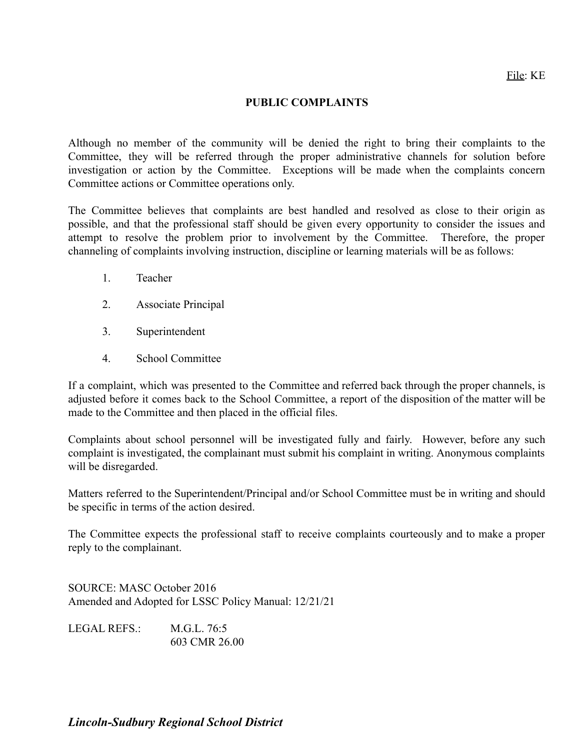File: KE

# PUBLIC COMPLAINTS

Although no member of the community will be denied the right to bring their complaints to the Committee, they will be referred through the proper administrative channels for solution before investigation or action by the Committee. Exceptions will be made when the complaints concern Committee actions or Committee operations only.

The Committee believes that complaints are best handled and resolved as close to their origin as possible, and that the professional staff should be given every opportunity to consider the issues and attempt to resolve the problem prior to involvement by the Committee. Therefore, the proper channeling of complaints involving instruction, discipline or learning materials will be as follows:

1. Teacher
2. Associate Principal
3. Superintendent
4. School Committee

If a complaint, which was presented to the Committee and referred back through the proper channels, is adjusted before it comes back to the School Committee, a report of the disposition of the matter will be made to the Committee and then placed in the official files.

Complaints about school personnel will be investigated fully and fairly. However, before any such complaint is investigated, the complainant must submit his complaint in writing. Anonymous complaints will be disregarded.

Matters referred to the Superintendent/Principal and/or School Committee must be in writing and should be specific in terms of the action desired.

The Committee expects the professional staff to receive complaints courteously and to make a proper reply to the complainant.

SOURCE: MASC October 2016
Amended and Adopted for LSSC Policy Manual: 12/21/21

LEGAL REFS.: M.G.L. 76:5
603 CMR 26.00

***Lincoln-Sudbury Regional School District***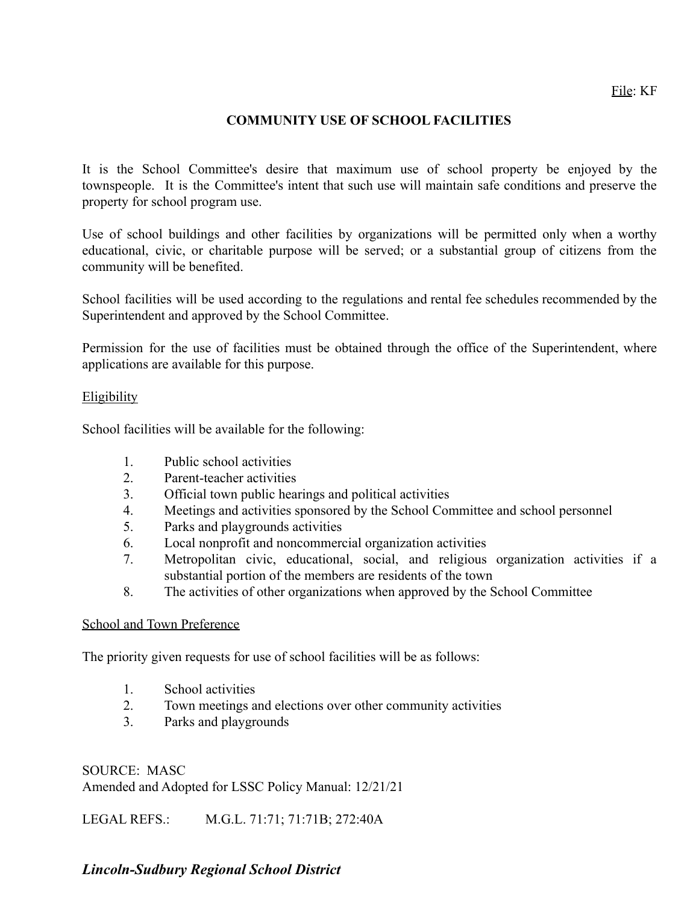File: KF

# COMMUNITY USE OF SCHOOL FACILITIES

It is the School Committee's desire that maximum use of school property be enjoyed by the townspeople. It is the Committee's intent that such use will maintain safe conditions and preserve the property for school program use.

Use of school buildings and other facilities by organizations will be permitted only when a worthy educational, civic, or charitable purpose will be served; or a substantial group of citizens from the community will be benefited.

School facilities will be used according to the regulations and rental fee schedules recommended by the Superintendent and approved by the School Committee.

Permission for the use of facilities must be obtained through the office of the Superintendent, where applications are available for this purpose.

## Eligibility

School facilities will be available for the following:

1. Public school activities
2. Parent-teacher activities
3. Official town public hearings and political activities
4. Meetings and activities sponsored by the School Committee and school personnel
5. Parks and playgrounds activities
6. Local nonprofit and noncommercial organization activities
7. Metropolitan civic, educational, social, and religious organization activities if a substantial portion of the members are residents of the town
8. The activities of other organizations when approved by the School Committee

## School and Town Preference

The priority given requests for use of school facilities will be as follows:

1. School activities
2. Town meetings and elections over other community activities
3. Parks and playgrounds

SOURCE: MASC
Amended and Adopted for LSSC Policy Manual: 12/21/21

LEGAL REFS.: M.G.L. 71:71; 71:71B; 272:40A

***Lincoln-Sudbury Regional School District***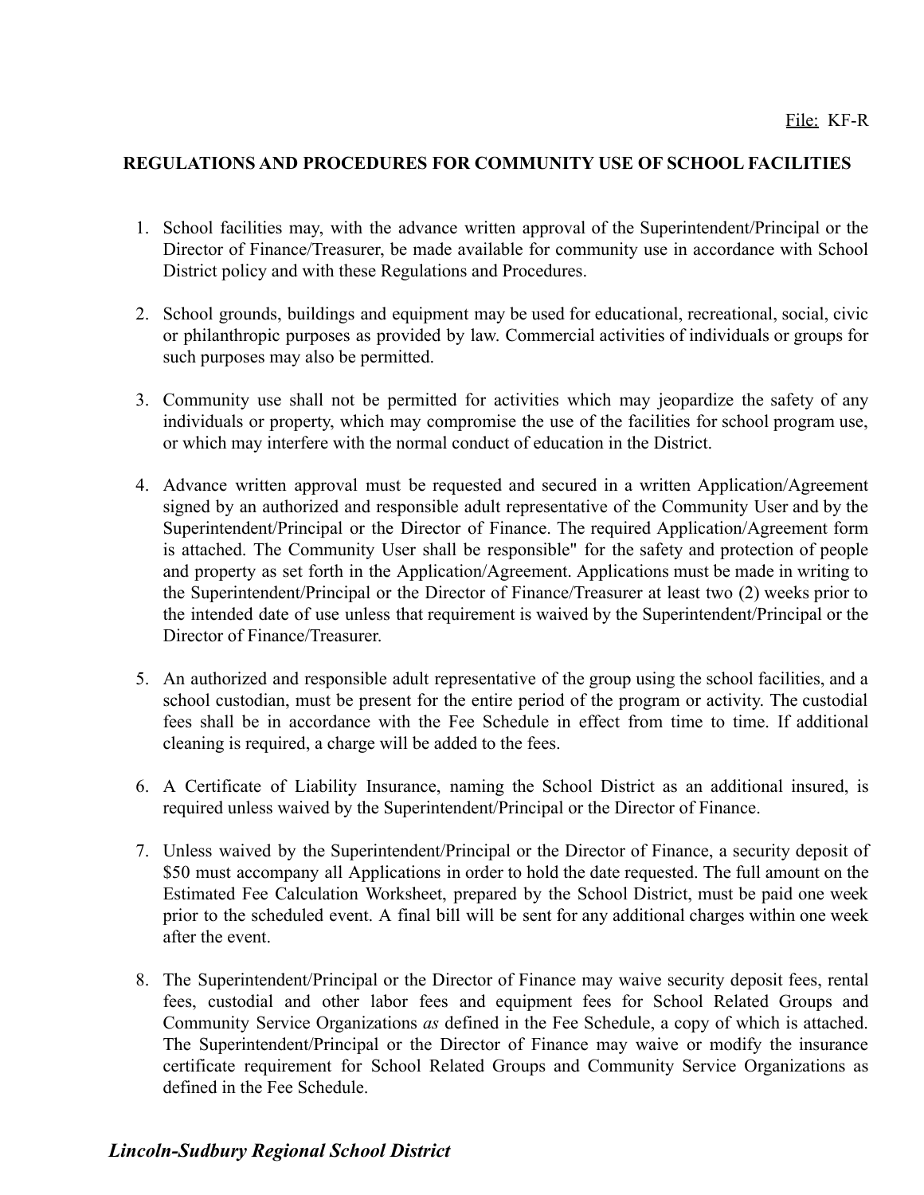File: KF-R

**REGULATIONS AND PROCEDURES FOR COMMUNITY USE OF SCHOOL FACILITIES**

1. School facilities may, with the advance written approval of the Superintendent/Principal or the Director of Finance/Treasurer, be made available for community use in accordance with School District policy and with these Regulations and Procedures.

2. School grounds, buildings and equipment may be used for educational, recreational, social, civic or philanthropic purposes as provided by law. Commercial activities of individuals or groups for such purposes may also be permitted.

3. Community use shall not be permitted for activities which may jeopardize the safety of any individuals or property, which may compromise the use of the facilities for school program use, or which may interfere with the normal conduct of education in the District.

4. Advance written approval must be requested and secured in a written Application/Agreement signed by an authorized and responsible adult representative of the Community User and by the Superintendent/Principal or the Director of Finance. The required Application/Agreement form is attached. The Community User shall be responsible" for the safety and protection of people and property as set forth in the Application/Agreement. Applications must be made in writing to the Superintendent/Principal or the Director of Finance/Treasurer at least two (2) weeks prior to the intended date of use unless that requirement is waived by the Superintendent/Principal or the Director of Finance/Treasurer.

5. An authorized and responsible adult representative of the group using the school facilities, and a school custodian, must be present for the entire period of the program or activity. The custodial fees shall be in accordance with the Fee Schedule in effect from time to time. If additional cleaning is required, a charge will be added to the fees.

6. A Certificate of Liability Insurance, naming the School District as an additional insured, is required unless waived by the Superintendent/Principal or the Director of Finance.

7. Unless waived by the Superintendent/Principal or the Director of Finance, a security deposit of $50 must accompany all Applications in order to hold the date requested. The full amount on the Estimated Fee Calculation Worksheet, prepared by the School District, must be paid one week prior to the scheduled event. A final bill will be sent for any additional charges within one week after the event.

8. The Superintendent/Principal or the Director of Finance may waive security deposit fees, rental fees, custodial and other labor fees and equipment fees for School Related Groups and Community Service Organizations *as* defined in the Fee Schedule, a copy of which is attached. The Superintendent/Principal or the Director of Finance may waive or modify the insurance certificate requirement for School Related Groups and Community Service Organizations as defined in the Fee Schedule.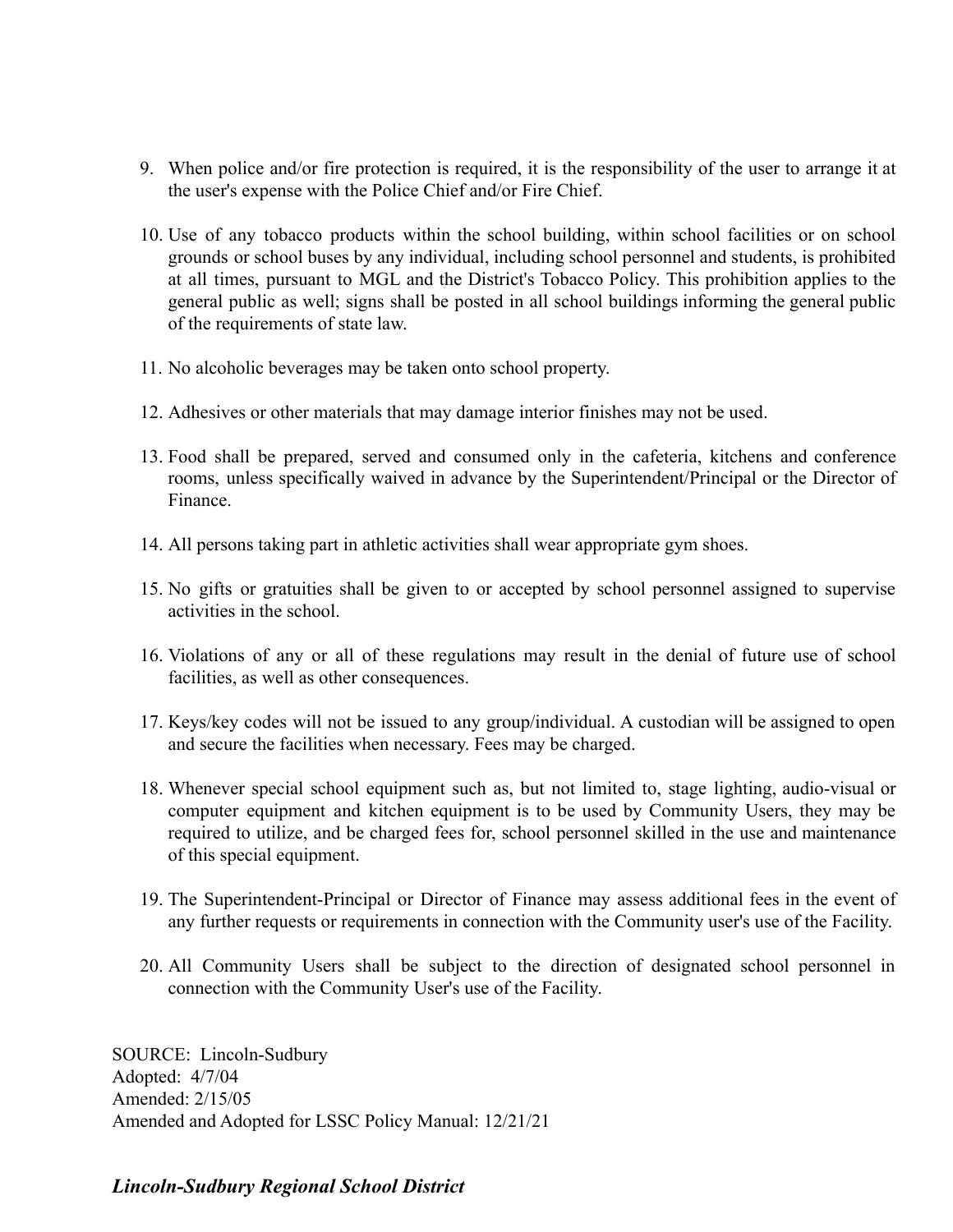9. When police and/or fire protection is required, it is the responsibility of the user to arrange it at the user's expense with the Police Chief and/or Fire Chief.

10. Use of any tobacco products within the school building, within school facilities or on school grounds or school buses by any individual, including school personnel and students, is prohibited at all times, pursuant to MGL and the District's Tobacco Policy. This prohibition applies to the general public as well; signs shall be posted in all school buildings informing the general public of the requirements of state law.

11. No alcoholic beverages may be taken onto school property.

12. Adhesives or other materials that may damage interior finishes may not be used.

13. Food shall be prepared, served and consumed only in the cafeteria, kitchens and conference rooms, unless specifically waived in advance by the Superintendent/Principal or the Director of Finance.

14. All persons taking part in athletic activities shall wear appropriate gym shoes.

15. No gifts or gratuities shall be given to or accepted by school personnel assigned to supervise activities in the school.

16. Violations of any or all of these regulations may result in the denial of future use of school facilities, as well as other consequences.

17. Keys/key codes will not be issued to any group/individual. A custodian will be assigned to open and secure the facilities when necessary. Fees may be charged.

18. Whenever special school equipment such as, but not limited to, stage lighting, audio-visual or computer equipment and kitchen equipment is to be used by Community Users, they may be required to utilize, and be charged fees for, school personnel skilled in the use and maintenance of this special equipment.

19. The Superintendent-Principal or Director of Finance may assess additional fees in the event of any further requests or requirements in connection with the Community user's use of the Facility.

20. All Community Users shall be subject to the direction of designated school personnel in connection with the Community User's use of the Facility.

SOURCE: Lincoln-Sudbury
Adopted: 4/7/04
Amended: 2/15/05
Amended and Adopted for LSSC Policy Manual: 12/21/21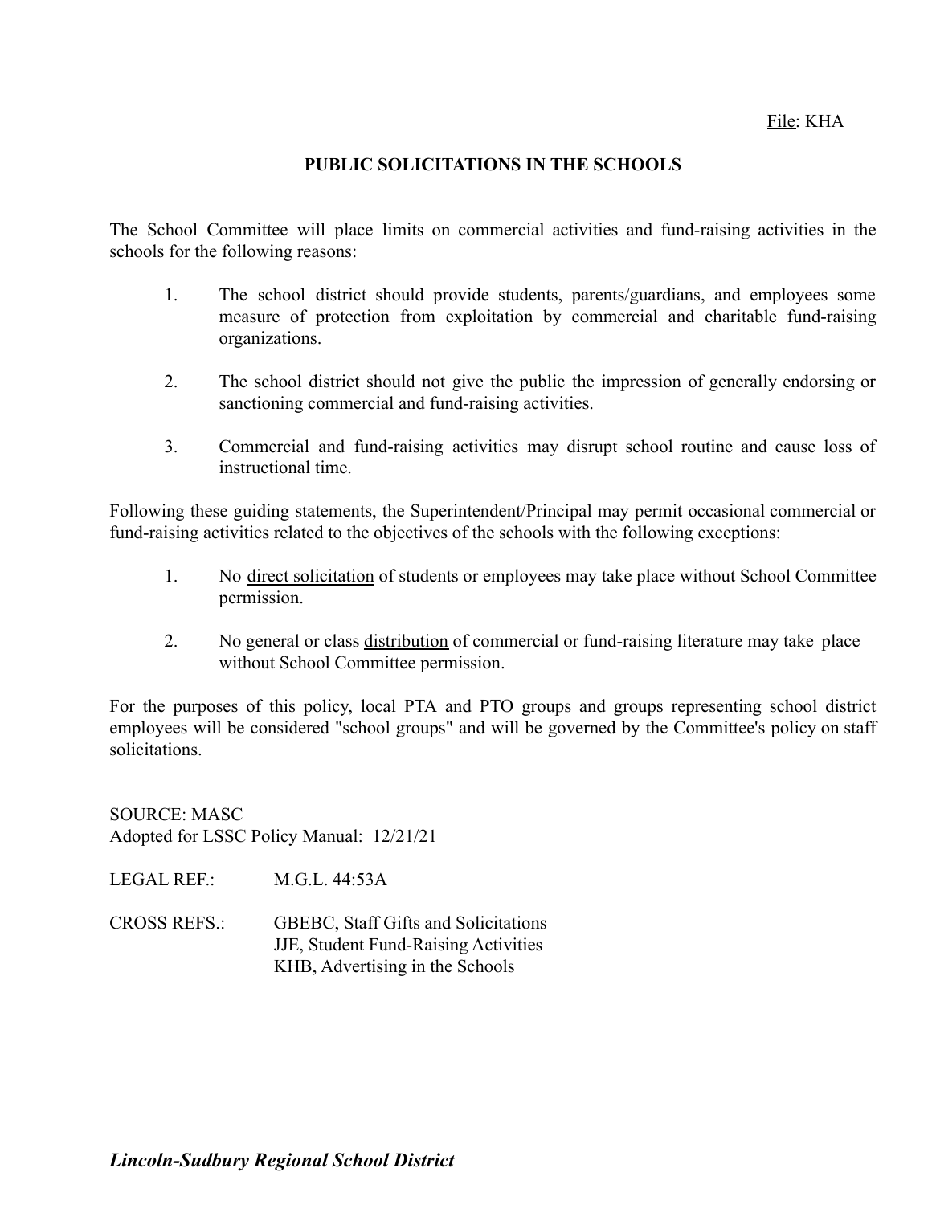File: KHA

## PUBLIC SOLICITATIONS IN THE SCHOOLS

The School Committee will place limits on commercial activities and fund-raising activities in the schools for the following reasons:

1. The school district should provide students, parents/guardians, and employees some measure of protection from exploitation by commercial and charitable fund-raising organizations.

2. The school district should not give the public the impression of generally endorsing or sanctioning commercial and fund-raising activities.

3. Commercial and fund-raising activities may disrupt school routine and cause loss of instructional time.

Following these guiding statements, the Superintendent/Principal may permit occasional commercial or fund-raising activities related to the objectives of the schools with the following exceptions:

1. No direct solicitation of students or employees may take place without School Committee permission.

2. No general or class distribution of commercial or fund-raising literature may take place without School Committee permission.

For the purposes of this policy, local PTA and PTO groups and groups representing school district employees will be considered "school groups" and will be governed by the Committee's policy on staff solicitations.

SOURCE: MASC
Adopted for LSSC Policy Manual: 12/21/21

LEGAL REF.: M.G.L. 44:53A

CROSS REFS.: GBEBC, Staff Gifts and Solicitations
JJE, Student Fund-Raising Activities
KHB, Advertising in the Schools

*Lincoln-Sudbury Regional School District*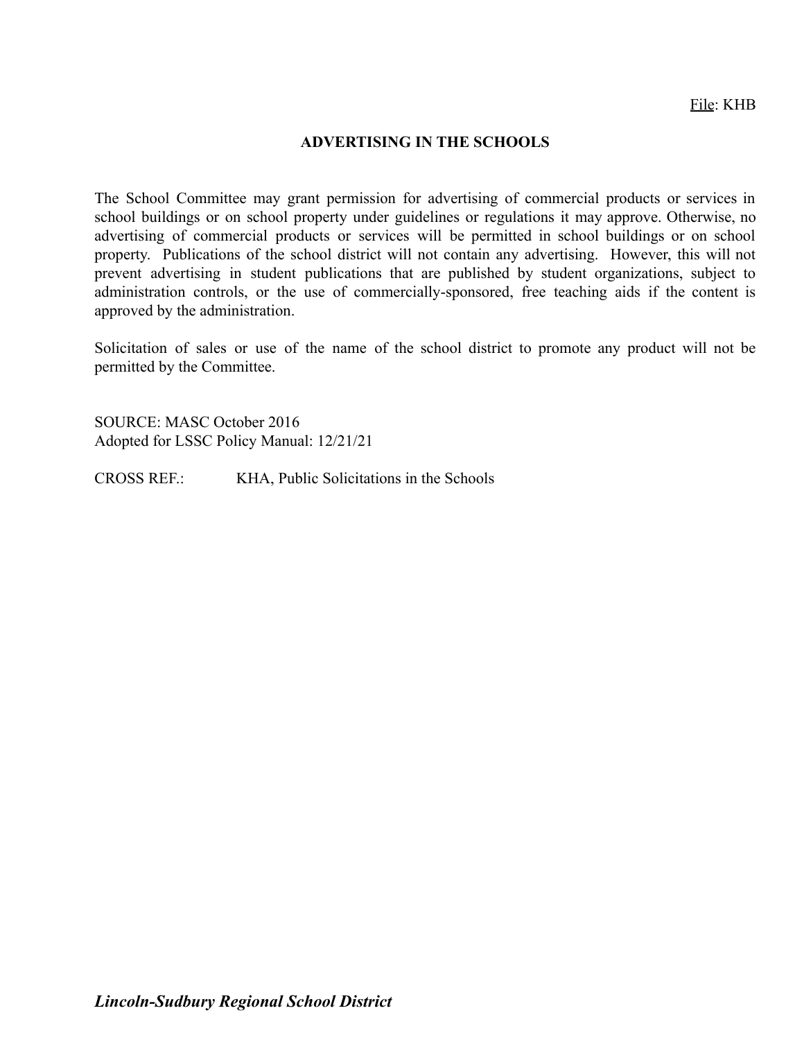File: KHB

# ADVERTISING IN THE SCHOOLS

The School Committee may grant permission for advertising of commercial products or services in school buildings or on school property under guidelines or regulations it may approve. Otherwise, no advertising of commercial products or services will be permitted in school buildings or on school property. Publications of the school district will not contain any advertising. However, this will not prevent advertising in student publications that are published by student organizations, subject to administration controls, or the use of commercially-sponsored, free teaching aids if the content is approved by the administration.

Solicitation of sales or use of the name of the school district to promote any product will not be permitted by the Committee.

SOURCE: MASC October 2016
Adopted for LSSC Policy Manual: 12/21/21

CROSS REF.: KHA, Public Solicitations in the Schools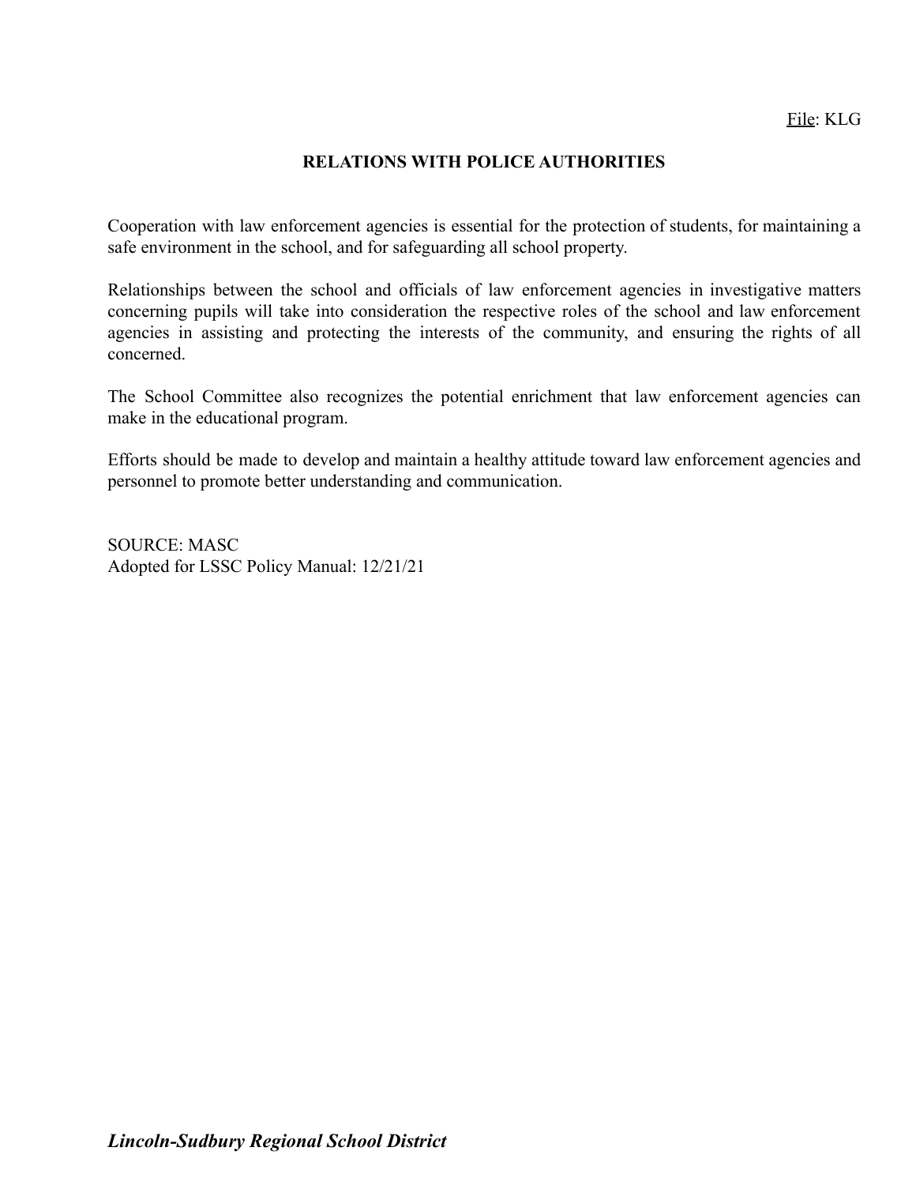File: KLG

# RELATIONS WITH POLICE AUTHORITIES

Cooperation with law enforcement agencies is essential for the protection of students, for maintaining a safe environment in the school, and for safeguarding all school property.

Relationships between the school and officials of law enforcement agencies in investigative matters concerning pupils will take into consideration the respective roles of the school and law enforcement agencies in assisting and protecting the interests of the community, and ensuring the rights of all concerned.

The School Committee also recognizes the potential enrichment that law enforcement agencies can make in the educational program.

Efforts should be made to develop and maintain a healthy attitude toward law enforcement agencies and personnel to promote better understanding and communication.

SOURCE: MASC
Adopted for LSSC Policy Manual: 12/21/21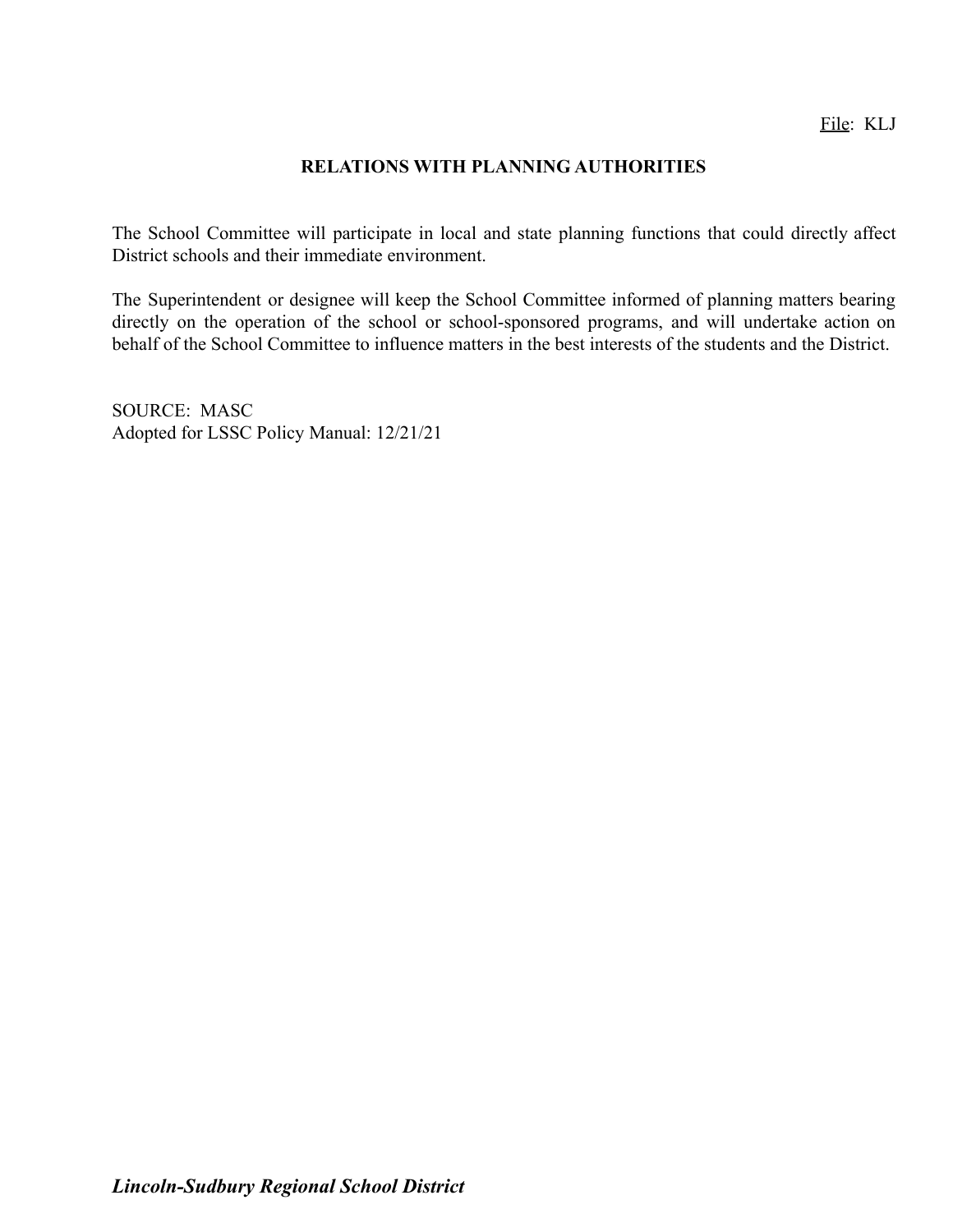File: KLJ

## RELATIONS WITH PLANNING AUTHORITIES

The School Committee will participate in local and state planning functions that could directly affect District schools and their immediate environment.

The Superintendent or designee will keep the School Committee informed of planning matters bearing directly on the operation of the school or school-sponsored programs, and will undertake action on behalf of the School Committee to influence matters in the best interests of the students and the District.

SOURCE: MASC
Adopted for LSSC Policy Manual: 12/21/21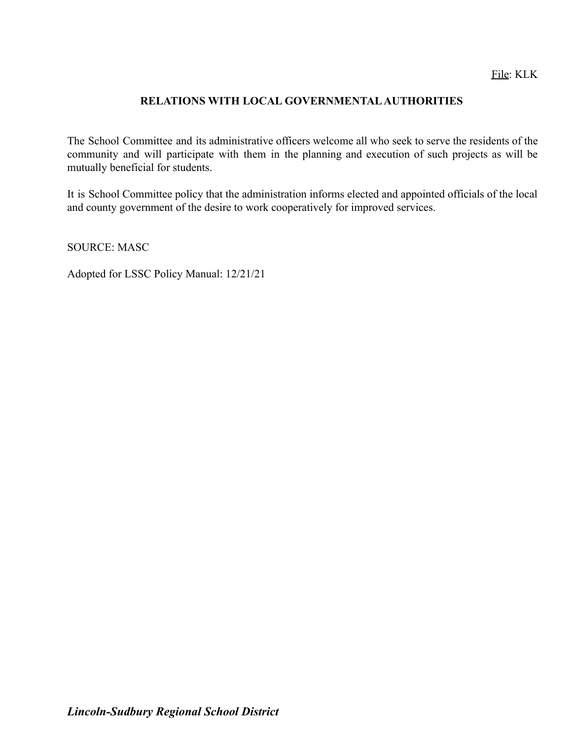File: KLK

# RELATIONS WITH LOCAL GOVERNMENTAL AUTHORITIES

The School Committee and its administrative officers welcome all who seek to serve the residents of the community and will participate with them in the planning and execution of such projects as will be mutually beneficial for students.

It is School Committee policy that the administration informs elected and appointed officials of the local and county government of the desire to work cooperatively for improved services.

SOURCE: MASC

Adopted for LSSC Policy Manual: 12/21/21